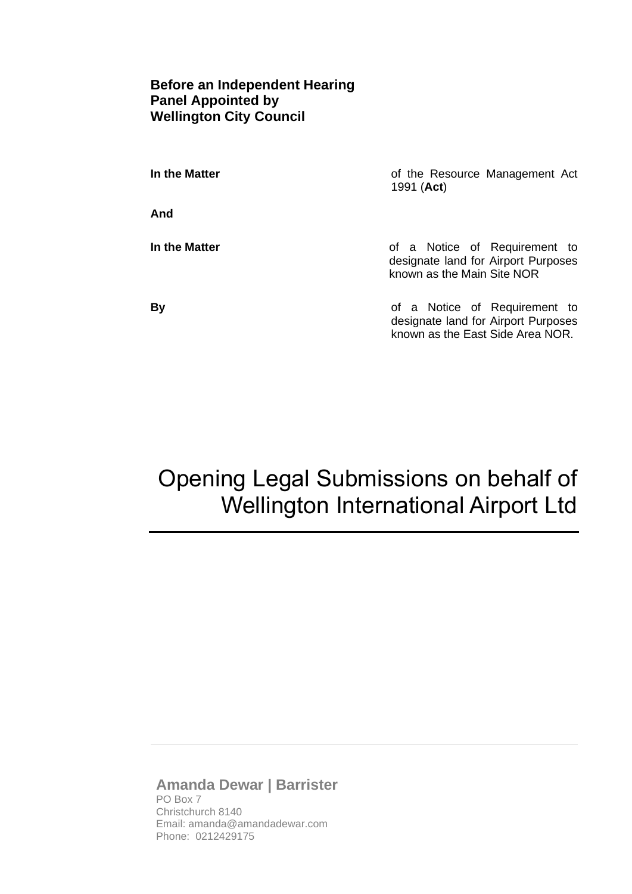**Before an Independent Hearing Panel Appointed by Wellington City Council**

| | |
|---|---|
| **In the Matter** | of the Resource Management Act 1991 (**Act**) |
| **And** | |
| **In the Matter** | of a Notice of Requirement to designate land for Airport Purposes known as the Main Site NOR |
| **By** | of a Notice of Requirement to designate land for Airport Purposes known as the East Side Area NOR. |

# Opening Legal Submissions on behalf of Wellington International Airport Ltd

---

**Amanda Dewar | Barrister**
PO Box 7
Christchurch 8140
Email: amanda@amandadewar.com
Phone: 0212429175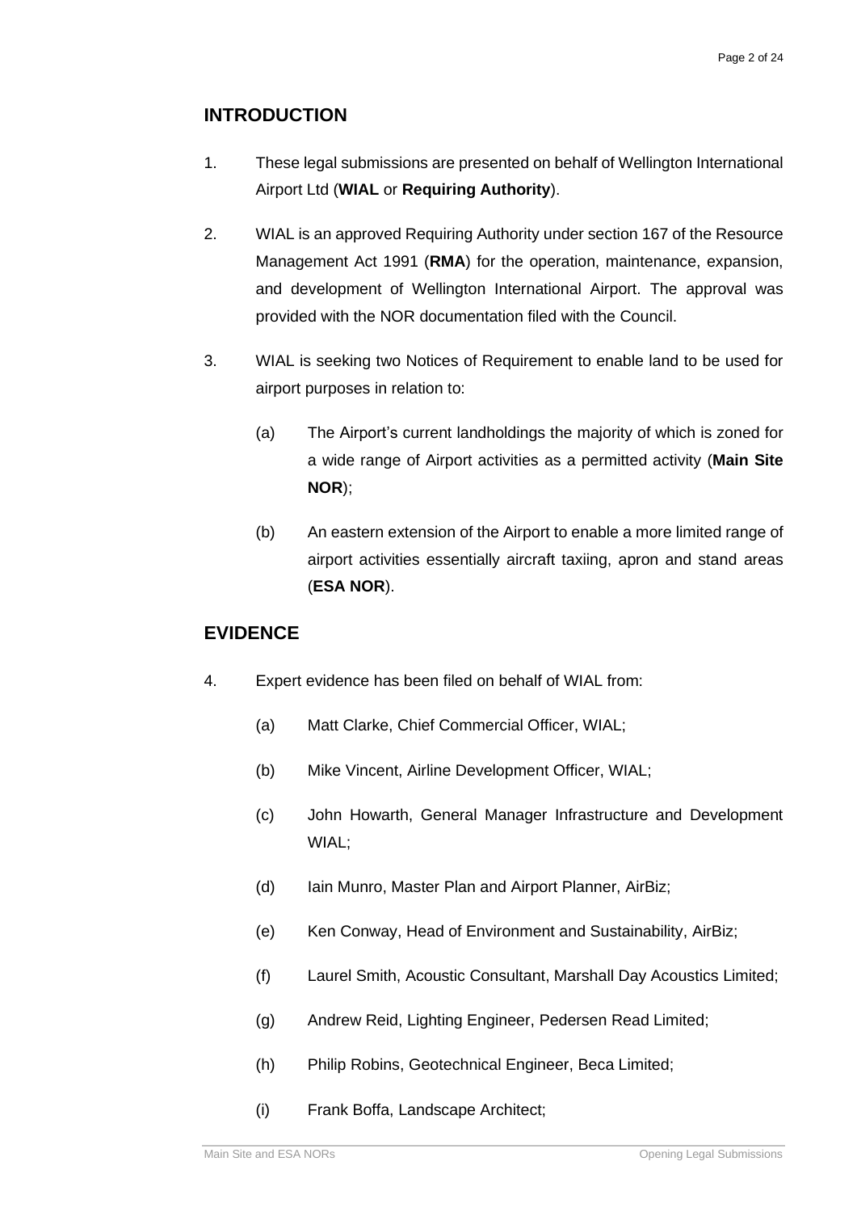## INTRODUCTION

1. These legal submissions are presented on behalf of Wellington International Airport Ltd (**WIAL** or **Requiring Authority**).

2. WIAL is an approved Requiring Authority under section 167 of the Resource Management Act 1991 (**RMA**) for the operation, maintenance, expansion, and development of Wellington International Airport. The approval was provided with the NOR documentation filed with the Council.

3. WIAL is seeking two Notices of Requirement to enable land to be used for airport purposes in relation to:

   (a) The Airport's current landholdings the majority of which is zoned for a wide range of Airport activities as a permitted activity (**Main Site NOR**);

   (b) An eastern extension of the Airport to enable a more limited range of airport activities essentially aircraft taxiing, apron and stand areas (**ESA NOR**).

## EVIDENCE

4. Expert evidence has been filed on behalf of WIAL from:

   (a) Matt Clarke, Chief Commercial Officer, WIAL;

   (b) Mike Vincent, Airline Development Officer, WIAL;

   (c) John Howarth, General Manager Infrastructure and Development WIAL;

   (d) Iain Munro, Master Plan and Airport Planner, AirBiz;

   (e) Ken Conway, Head of Environment and Sustainability, AirBiz;

   (f) Laurel Smith, Acoustic Consultant, Marshall Day Acoustics Limited;

   (g) Andrew Reid, Lighting Engineer, Pedersen Read Limited;

   (h) Philip Robins, Geotechnical Engineer, Beca Limited;

   (i) Frank Boffa, Landscape Architect;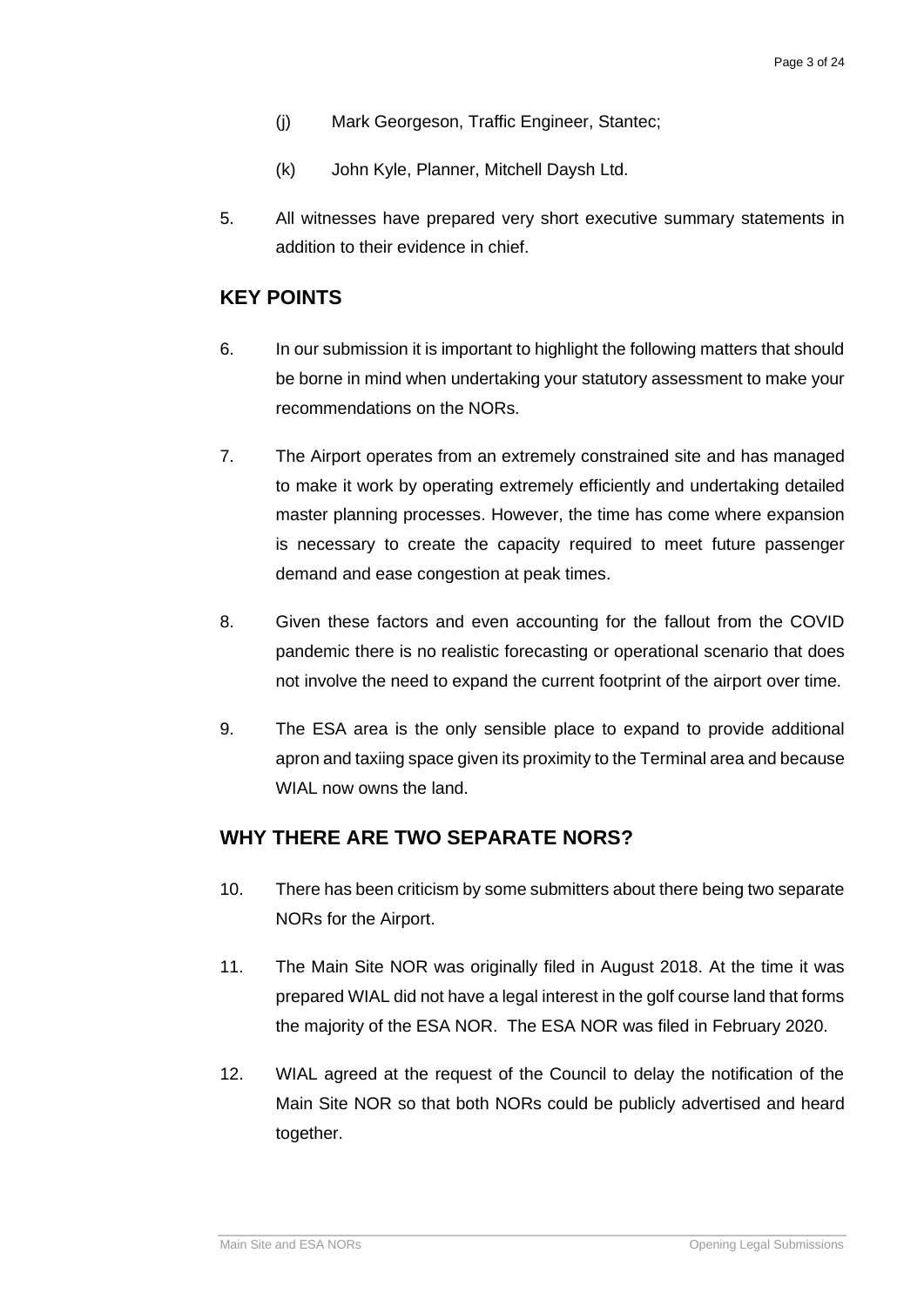(j) Mark Georgeson, Traffic Engineer, Stantec;

(k) John Kyle, Planner, Mitchell Daysh Ltd.

5. All witnesses have prepared very short executive summary statements in addition to their evidence in chief.

## KEY POINTS

6. In our submission it is important to highlight the following matters that should be borne in mind when undertaking your statutory assessment to make your recommendations on the NORs.

7. The Airport operates from an extremely constrained site and has managed to make it work by operating extremely efficiently and undertaking detailed master planning processes. However, the time has come where expansion is necessary to create the capacity required to meet future passenger demand and ease congestion at peak times.

8. Given these factors and even accounting for the fallout from the COVID pandemic there is no realistic forecasting or operational scenario that does not involve the need to expand the current footprint of the airport over time.

9. The ESA area is the only sensible place to expand to provide additional apron and taxiing space given its proximity to the Terminal area and because WIAL now owns the land.

## WHY THERE ARE TWO SEPARATE NORS?

10. There has been criticism by some submitters about there being two separate NORs for the Airport.

11. The Main Site NOR was originally filed in August 2018. At the time it was prepared WIAL did not have a legal interest in the golf course land that forms the majority of the ESA NOR. The ESA NOR was filed in February 2020.

12. WIAL agreed at the request of the Council to delay the notification of the Main Site NOR so that both NORs could be publicly advertised and heard together.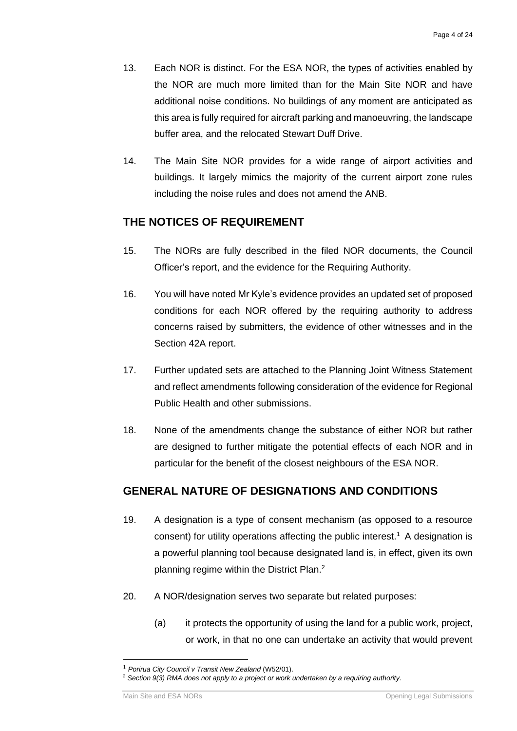13. Each NOR is distinct. For the ESA NOR, the types of activities enabled by the NOR are much more limited than for the Main Site NOR and have additional noise conditions. No buildings of any moment are anticipated as this area is fully required for aircraft parking and manoeuvring, the landscape buffer area, and the relocated Stewart Duff Drive.

14. The Main Site NOR provides for a wide range of airport activities and buildings. It largely mimics the majority of the current airport zone rules including the noise rules and does not amend the ANB.

## THE NOTICES OF REQUIREMENT

15. The NORs are fully described in the filed NOR documents, the Council Officer's report, and the evidence for the Requiring Authority.

16. You will have noted Mr Kyle's evidence provides an updated set of proposed conditions for each NOR offered by the requiring authority to address concerns raised by submitters, the evidence of other witnesses and in the Section 42A report.

17. Further updated sets are attached to the Planning Joint Witness Statement and reflect amendments following consideration of the evidence for Regional Public Health and other submissions.

18. None of the amendments change the substance of either NOR but rather are designed to further mitigate the potential effects of each NOR and in particular for the benefit of the closest neighbours of the ESA NOR.

## GENERAL NATURE OF DESIGNATIONS AND CONDITIONS

19. A designation is a type of consent mechanism (as opposed to a resource consent) for utility operations affecting the public interest.[1] A designation is a powerful planning tool because designated land is, in effect, given its own planning regime within the District Plan.[2]

20. A NOR/designation serves two separate but related purposes:

    (a) it protects the opportunity of using the land for a public work, project, or work, in that no one can undertake an activity that would prevent

---

[1] *Porirua City Council v Transit New Zealand* (W52/01).

[2] *Section 9(3) RMA does not apply to a project or work undertaken by a requiring authority.*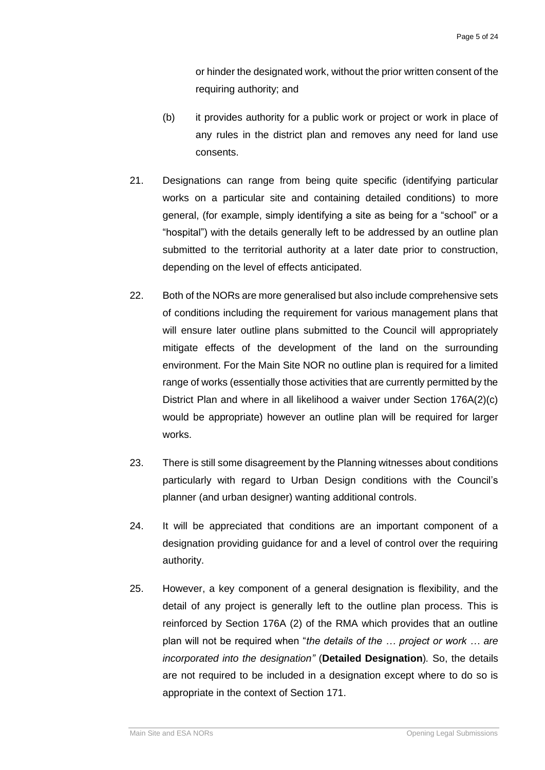or hinder the designated work, without the prior written consent of the requiring authority; and

(b) it provides authority for a public work or project or work in place of any rules in the district plan and removes any need for land use consents.

21. Designations can range from being quite specific (identifying particular works on a particular site and containing detailed conditions) to more general, (for example, simply identifying a site as being for a "school" or a "hospital") with the details generally left to be addressed by an outline plan submitted to the territorial authority at a later date prior to construction, depending on the level of effects anticipated.

22. Both of the NORs are more generalised but also include comprehensive sets of conditions including the requirement for various management plans that will ensure later outline plans submitted to the Council will appropriately mitigate effects of the development of the land on the surrounding environment. For the Main Site NOR no outline plan is required for a limited range of works (essentially those activities that are currently permitted by the District Plan and where in all likelihood a waiver under Section 176A(2)(c) would be appropriate) however an outline plan will be required for larger works.

23. There is still some disagreement by the Planning witnesses about conditions particularly with regard to Urban Design conditions with the Council's planner (and urban designer) wanting additional controls.

24. It will be appreciated that conditions are an important component of a designation providing guidance for and a level of control over the requiring authority.

25. However, a key component of a general designation is flexibility, and the detail of any project is generally left to the outline plan process. This is reinforced by Section 176A (2) of the RMA which provides that an outline plan will not be required when "*the details of the … project or work … are incorporated into the designation"* (**Detailed Designation**)*.* So, the details are not required to be included in a designation except where to do so is appropriate in the context of Section 171.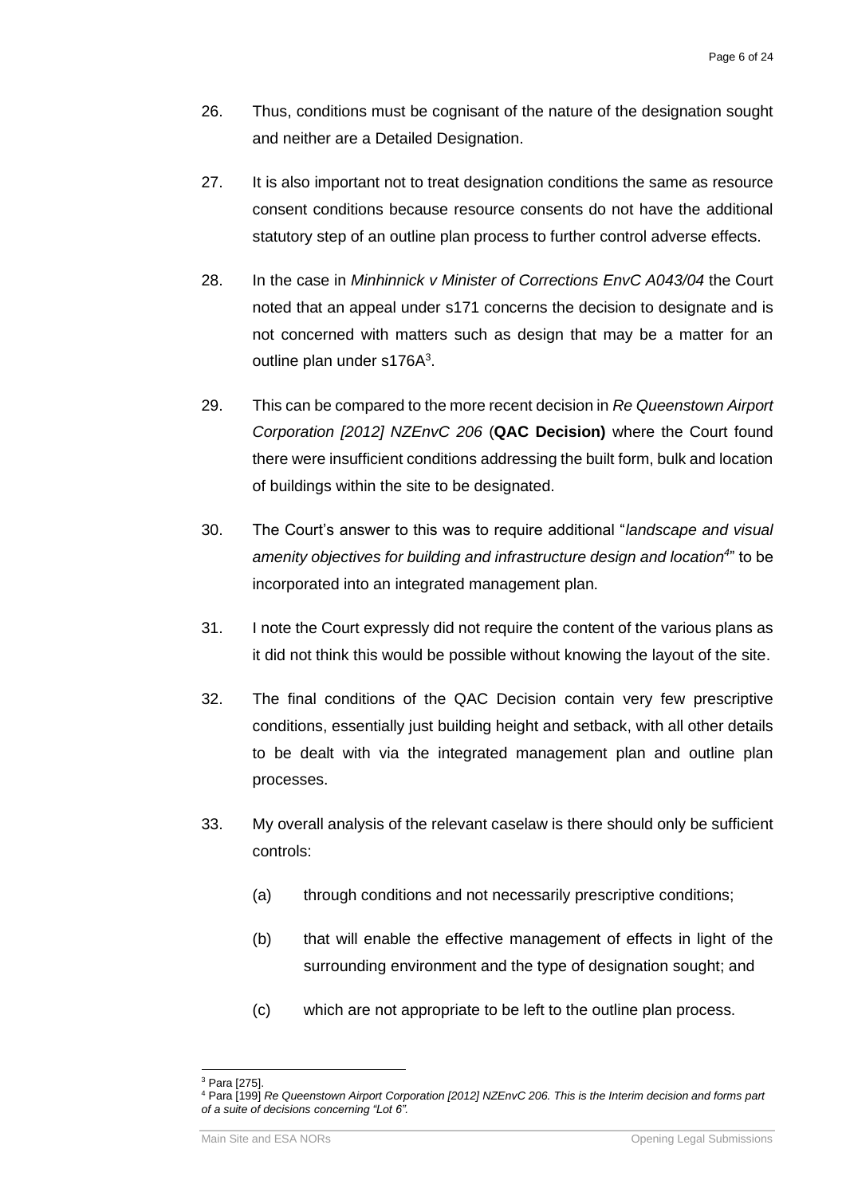26. Thus, conditions must be cognisant of the nature of the designation sought and neither are a Detailed Designation.

27. It is also important not to treat designation conditions the same as resource consent conditions because resource consents do not have the additional statutory step of an outline plan process to further control adverse effects.

28. In the case in *Minhinnick v Minister of Corrections EnvC A043/04* the Court noted that an appeal under s171 concerns the decision to designate and is not concerned with matters such as design that may be a matter for an outline plan under s176A[3].

29. This can be compared to the more recent decision in *Re Queenstown Airport Corporation [2012] NZEnvC 206* (**QAC Decision)** where the Court found there were insufficient conditions addressing the built form, bulk and location of buildings within the site to be designated.

30. The Court's answer to this was to require additional "*landscape and visual amenity objectives for building and infrastructure design and location*[4]" to be incorporated into an integrated management plan.

31. I note the Court expressly did not require the content of the various plans as it did not think this would be possible without knowing the layout of the site.

32. The final conditions of the QAC Decision contain very few prescriptive conditions, essentially just building height and setback, with all other details to be dealt with via the integrated management plan and outline plan processes.

33. My overall analysis of the relevant caselaw is there should only be sufficient controls:

    (a) through conditions and not necessarily prescriptive conditions;

    (b) that will enable the effective management of effects in light of the surrounding environment and the type of designation sought; and

    (c) which are not appropriate to be left to the outline plan process.

---

[3] Para [275].

[4] Para [199] *Re Queenstown Airport Corporation [2012] NZEnvC 206. This is the Interim decision and forms part of a suite of decisions concerning "Lot 6".*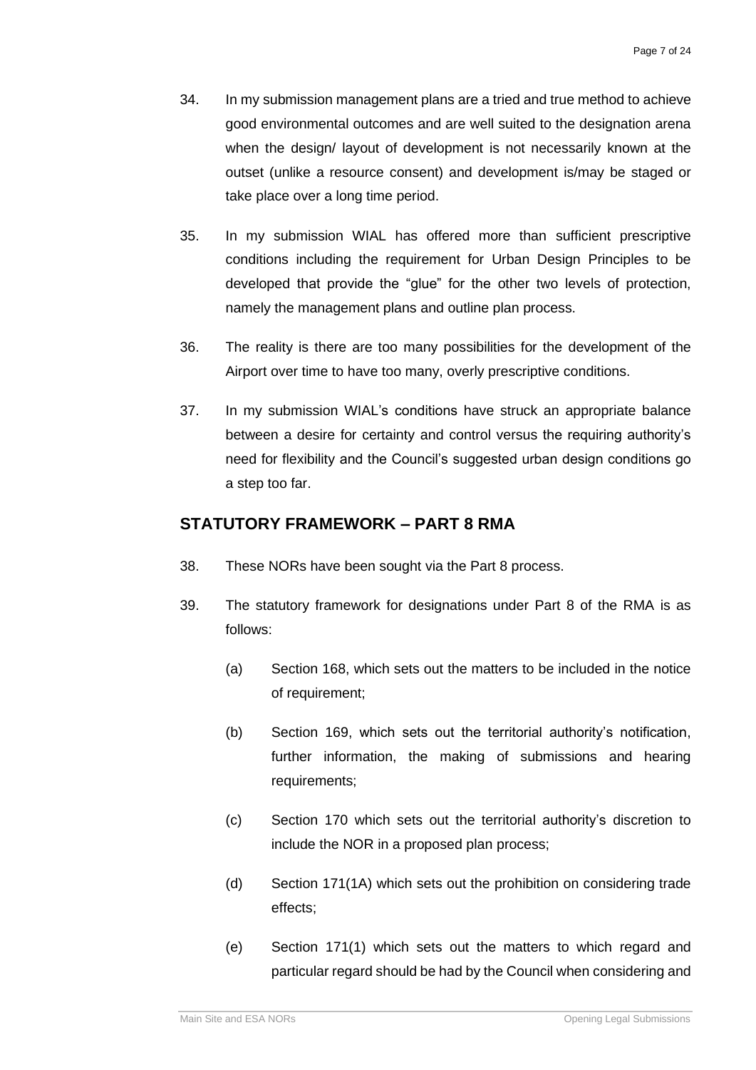34. In my submission management plans are a tried and true method to achieve good environmental outcomes and are well suited to the designation arena when the design/ layout of development is not necessarily known at the outset (unlike a resource consent) and development is/may be staged or take place over a long time period.

35. In my submission WIAL has offered more than sufficient prescriptive conditions including the requirement for Urban Design Principles to be developed that provide the "glue" for the other two levels of protection, namely the management plans and outline plan process.

36. The reality is there are too many possibilities for the development of the Airport over time to have too many, overly prescriptive conditions.

37. In my submission WIAL's conditions have struck an appropriate balance between a desire for certainty and control versus the requiring authority's need for flexibility and the Council's suggested urban design conditions go a step too far.

## STATUTORY FRAMEWORK – PART 8 RMA

38. These NORs have been sought via the Part 8 process.

39. The statutory framework for designations under Part 8 of the RMA is as follows:

    (a) Section 168, which sets out the matters to be included in the notice of requirement;

    (b) Section 169, which sets out the territorial authority's notification, further information, the making of submissions and hearing requirements;

    (c) Section 170 which sets out the territorial authority's discretion to include the NOR in a proposed plan process;

    (d) Section 171(1A) which sets out the prohibition on considering trade effects;

    (e) Section 171(1) which sets out the matters to which regard and particular regard should be had by the Council when considering and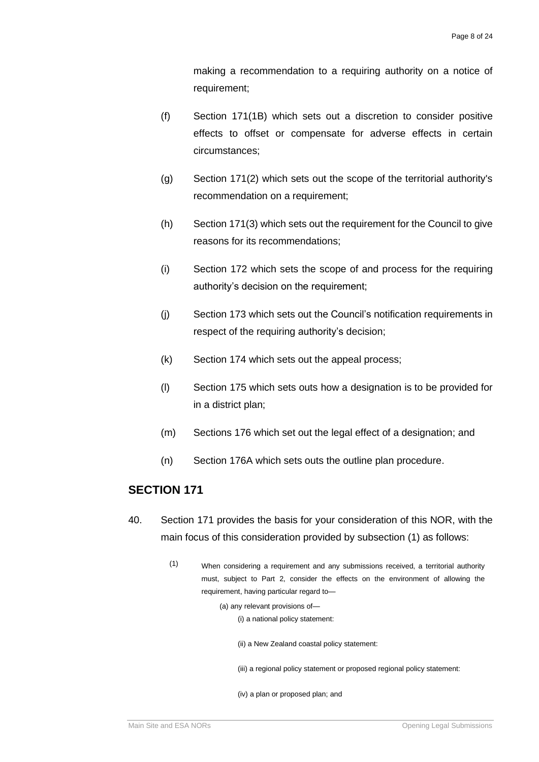making a recommendation to a requiring authority on a notice of requirement;

(f) Section 171(1B) which sets out a discretion to consider positive effects to offset or compensate for adverse effects in certain circumstances;

(g) Section 171(2) which sets out the scope of the territorial authority's recommendation on a requirement;

(h) Section 171(3) which sets out the requirement for the Council to give reasons for its recommendations;

(i) Section 172 which sets the scope of and process for the requiring authority's decision on the requirement;

(j) Section 173 which sets out the Council's notification requirements in respect of the requiring authority's decision;

(k) Section 174 which sets out the appeal process;

(l) Section 175 which sets outs how a designation is to be provided for in a district plan;

(m) Sections 176 which set out the legal effect of a designation; and

(n) Section 176A which sets outs the outline plan procedure.

## SECTION 171

40. Section 171 provides the basis for your consideration of this NOR, with the main focus of this consideration provided by subsection (1) as follows:

> (1) When considering a requirement and any submissions received, a territorial authority must, subject to Part 2, consider the effects on the environment of allowing the requirement, having particular regard to—
>
> (a) any relevant provisions of—
>
> (i) a national policy statement:
>
> (ii) a New Zealand coastal policy statement:
>
> (iii) a regional policy statement or proposed regional policy statement:
>
> (iv) a plan or proposed plan; and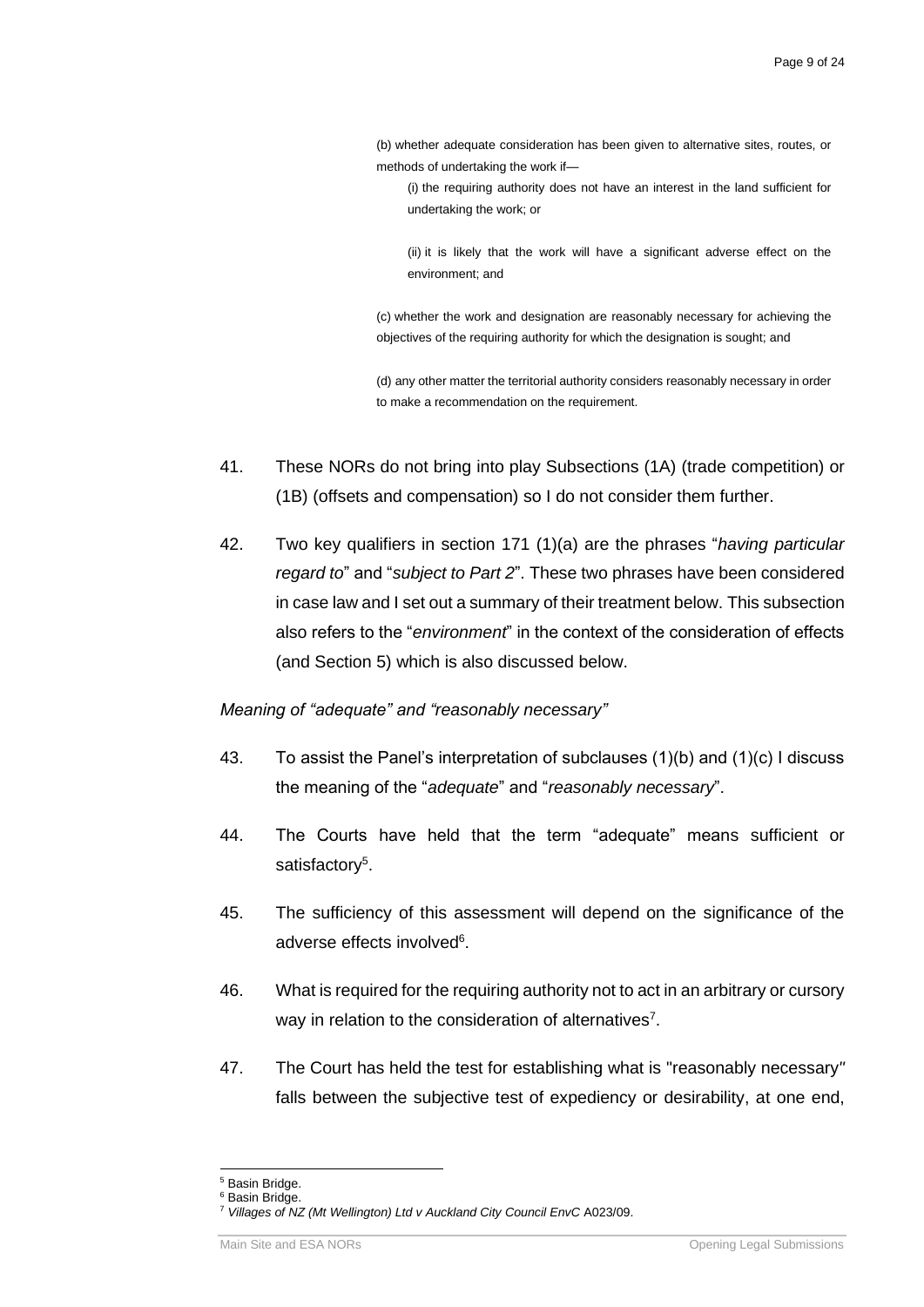> (b) whether adequate consideration has been given to alternative sites, routes, or methods of undertaking the work if—
>
> (i) the requiring authority does not have an interest in the land sufficient for undertaking the work; or
>
> (ii) it is likely that the work will have a significant adverse effect on the environment; and
>
> (c) whether the work and designation are reasonably necessary for achieving the objectives of the requiring authority for which the designation is sought; and
>
> (d) any other matter the territorial authority considers reasonably necessary in order to make a recommendation on the requirement.

41. These NORs do not bring into play Subsections (1A) (trade competition) or (1B) (offsets and compensation) so I do not consider them further.

42. Two key qualifiers in section 171 (1)(a) are the phrases "*having particular regard to*" and "*subject to Part 2*". These two phrases have been considered in case law and I set out a summary of their treatment below. This subsection also refers to the "*environment*" in the context of the consideration of effects (and Section 5) which is also discussed below.

*Meaning of "adequate" and "reasonably necessary"*

43. To assist the Panel's interpretation of subclauses (1)(b) and (1)(c) I discuss the meaning of the "*adequate*" and "*reasonably necessary*".

44. The Courts have held that the term "adequate" means sufficient or satisfactory[5].

45. The sufficiency of this assessment will depend on the significance of the adverse effects involved[6].

46. What is required for the requiring authority not to act in an arbitrary or cursory way in relation to the consideration of alternatives[7].

47. The Court has held the test for establishing what is "reasonably necessary" falls between the subjective test of expediency or desirability, at one end,

---

[5] Basin Bridge.

[6] Basin Bridge.

[7] *Villages of NZ (Mt Wellington) Ltd v Auckland City Council EnvC* A023/09.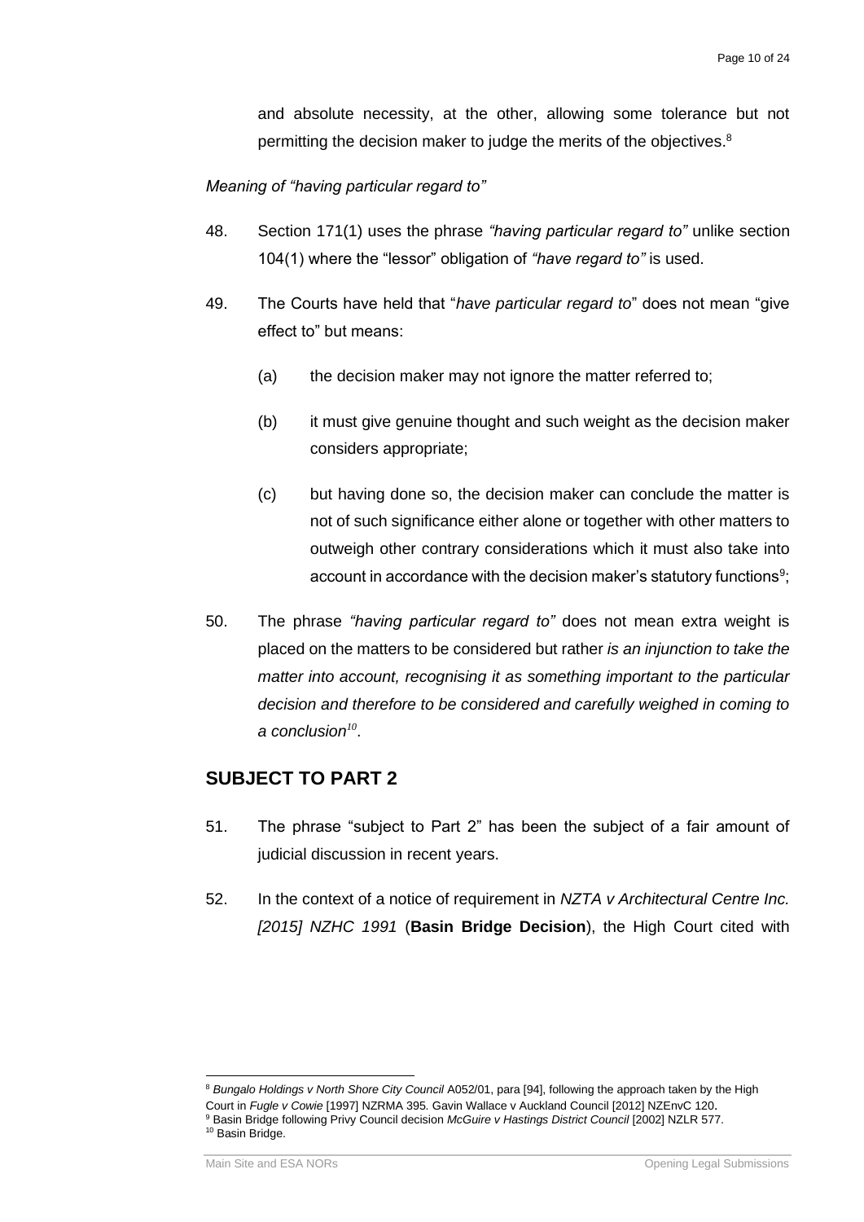and absolute necessity, at the other, allowing some tolerance but not permitting the decision maker to judge the merits of the objectives.[8]

*Meaning of "having particular regard to"*

48. Section 171(1) uses the phrase *"having particular regard to"* unlike section 104(1) where the "lessor" obligation of *"have regard to"* is used.

49. The Courts have held that "*have particular regard to*" does not mean "give effect to" but means:

    (a) the decision maker may not ignore the matter referred to;

    (b) it must give genuine thought and such weight as the decision maker considers appropriate;

    (c) but having done so, the decision maker can conclude the matter is not of such significance either alone or together with other matters to outweigh other contrary considerations which it must also take into account in accordance with the decision maker's statutory functions[9];

50. The phrase *"having particular regard to"* does not mean extra weight is placed on the matters to be considered but rather *is an injunction to take the matter into account, recognising it as something important to the particular decision and therefore to be considered and carefully weighed in coming to a conclusion*[10].

## SUBJECT TO PART 2

51. The phrase "subject to Part 2" has been the subject of a fair amount of judicial discussion in recent years.

52. In the context of a notice of requirement in *NZTA v Architectural Centre Inc. [2015] NZHC 1991* (**Basin Bridge Decision**), the High Court cited with

---

[8] *Bungalo Holdings v North Shore City Council* A052/01, para [94], following the approach taken by the High Court in *Fugle v Cowie* [1997] NZRMA 395. Gavin Wallace v Auckland Council [2012] NZEnvC 120.

[9] Basin Bridge following Privy Council decision *McGuire v Hastings District Council* [2002] NZLR 577.

[10] Basin Bridge.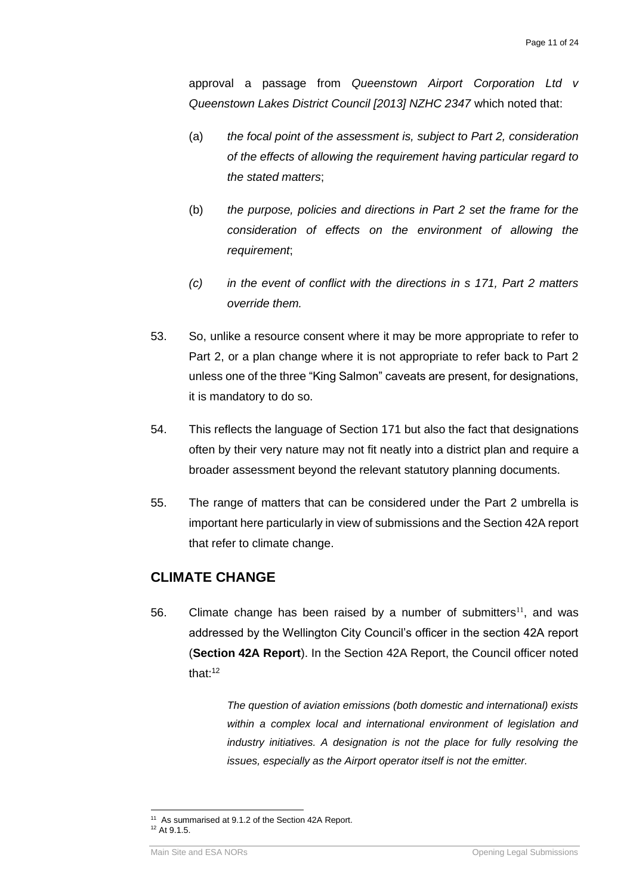approval a passage from *Queenstown Airport Corporation Ltd v Queenstown Lakes District Council [2013] NZHC 2347* which noted that:

(a) *the focal point of the assessment is, subject to Part 2, consideration of the effects of allowing the requirement having particular regard to the stated matters*;

(b) *the purpose, policies and directions in Part 2 set the frame for the consideration of effects on the environment of allowing the requirement*;

*(c) in the event of conflict with the directions in s 171, Part 2 matters override them.*

53. So, unlike a resource consent where it may be more appropriate to refer to Part 2, or a plan change where it is not appropriate to refer back to Part 2 unless one of the three "King Salmon" caveats are present, for designations, it is mandatory to do so.

54. This reflects the language of Section 171 but also the fact that designations often by their very nature may not fit neatly into a district plan and require a broader assessment beyond the relevant statutory planning documents.

55. The range of matters that can be considered under the Part 2 umbrella is important here particularly in view of submissions and the Section 42A report that refer to climate change.

## CLIMATE CHANGE

56. Climate change has been raised by a number of submitters[11], and was addressed by the Wellington City Council's officer in the section 42A report (**Section 42A Report**). In the Section 42A Report, the Council officer noted that:[12]

> *The question of aviation emissions (both domestic and international) exists within a complex local and international environment of legislation and industry initiatives. A designation is not the place for fully resolving the issues, especially as the Airport operator itself is not the emitter.*

[11] As summarised at 9.1.2 of the Section 42A Report.

[12] At 9.1.5.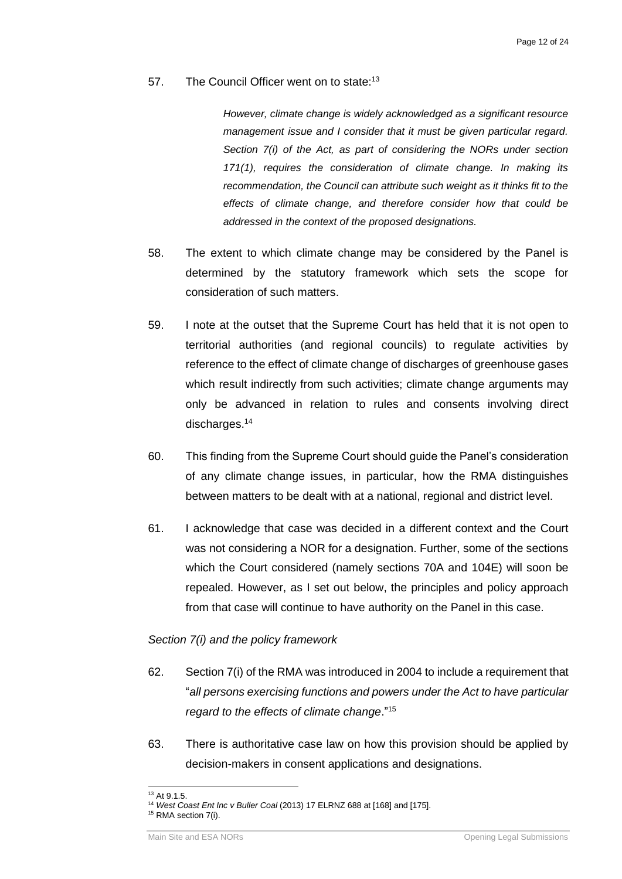57. The Council Officer went on to state:[13]

> *However, climate change is widely acknowledged as a significant resource management issue and I consider that it must be given particular regard. Section 7(i) of the Act, as part of considering the NORs under section 171(1), requires the consideration of climate change. In making its recommendation, the Council can attribute such weight as it thinks fit to the effects of climate change, and therefore consider how that could be addressed in the context of the proposed designations.*

58. The extent to which climate change may be considered by the Panel is determined by the statutory framework which sets the scope for consideration of such matters.

59. I note at the outset that the Supreme Court has held that it is not open to territorial authorities (and regional councils) to regulate activities by reference to the effect of climate change of discharges of greenhouse gases which result indirectly from such activities; climate change arguments may only be advanced in relation to rules and consents involving direct discharges.[14]

60. This finding from the Supreme Court should guide the Panel's consideration of any climate change issues, in particular, how the RMA distinguishes between matters to be dealt with at a national, regional and district level.

61. I acknowledge that case was decided in a different context and the Court was not considering a NOR for a designation. Further, some of the sections which the Court considered (namely sections 70A and 104E) will soon be repealed. However, as I set out below, the principles and policy approach from that case will continue to have authority on the Panel in this case.

*Section 7(i) and the policy framework*

62. Section 7(i) of the RMA was introduced in 2004 to include a requirement that "*all persons exercising functions and powers under the Act to have particular regard to the effects of climate change*."[15]

63. There is authoritative case law on how this provision should be applied by decision-makers in consent applications and designations.

---

[13] At 9.1.5.

[14] *West Coast Ent Inc v Buller Coal* (2013) 17 ELRNZ 688 at [168] and [175].

[15] RMA section 7(i).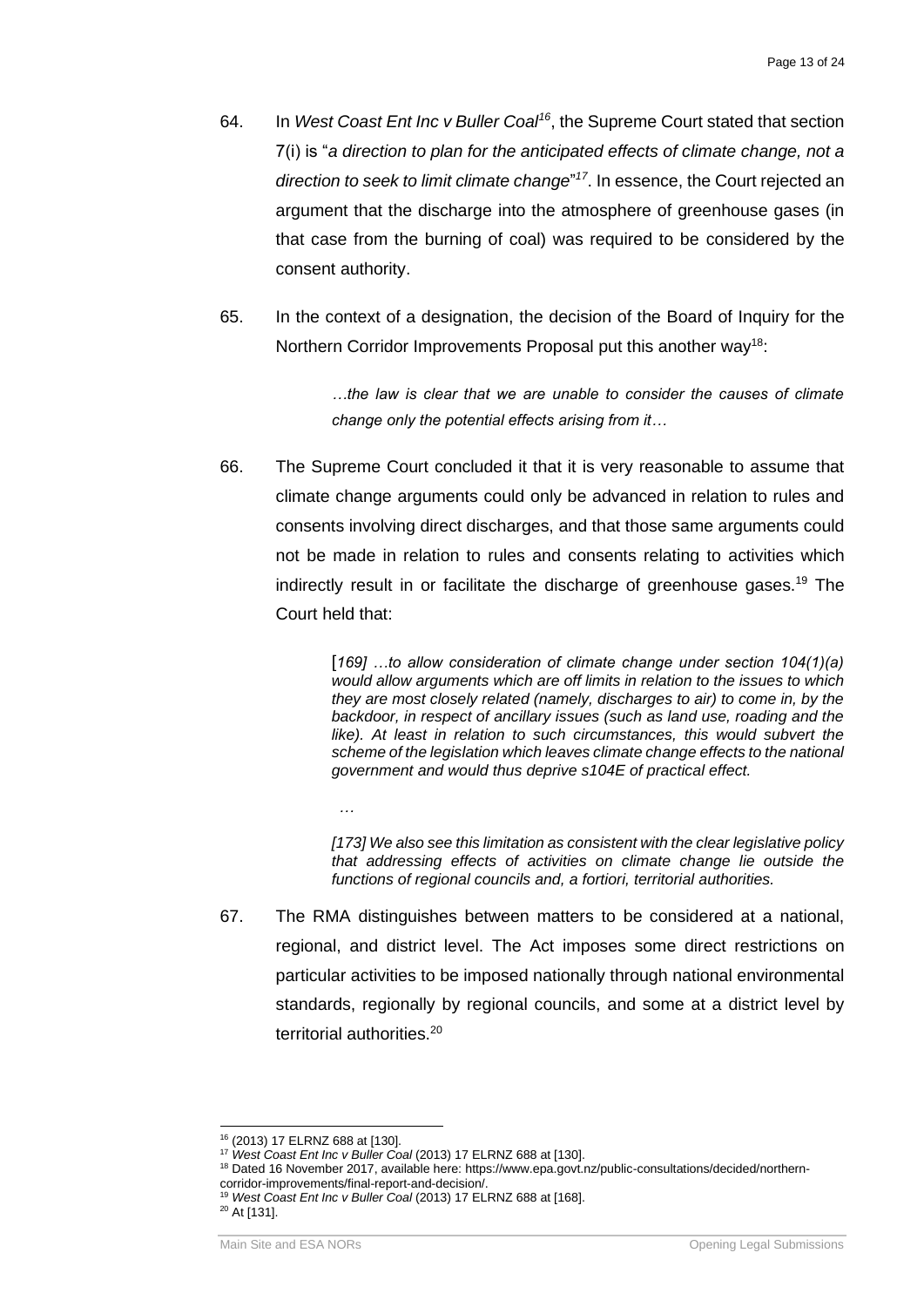64. In *West Coast Ent Inc v Buller Coal*[16], the Supreme Court stated that section 7(i) is "*a direction to plan for the anticipated effects of climate change, not a direction to seek to limit climate change*"[17]. In essence, the Court rejected an argument that the discharge into the atmosphere of greenhouse gases (in that case from the burning of coal) was required to be considered by the consent authority.

65. In the context of a designation, the decision of the Board of Inquiry for the Northern Corridor Improvements Proposal put this another way[18]:

> *…the law is clear that we are unable to consider the causes of climate change only the potential effects arising from it…*

66. The Supreme Court concluded it that it is very reasonable to assume that climate change arguments could only be advanced in relation to rules and consents involving direct discharges, and that those same arguments could not be made in relation to rules and consents relating to activities which indirectly result in or facilitate the discharge of greenhouse gases.[19] The Court held that:

> [*169] …to allow consideration of climate change under section 104(1)(a) would allow arguments which are off limits in relation to the issues to which they are most closely related (namely, discharges to air) to come in, by the backdoor, in respect of ancillary issues (such as land use, roading and the like). At least in relation to such circumstances, this would subvert the scheme of the legislation which leaves climate change effects to the national government and would thus deprive s104E of practical effect.*
>
> …
>
> *[173] We also see this limitation as consistent with the clear legislative policy that addressing effects of activities on climate change lie outside the functions of regional councils and, a fortiori, territorial authorities.*

67. The RMA distinguishes between matters to be considered at a national, regional, and district level. The Act imposes some direct restrictions on particular activities to be imposed nationally through national environmental standards, regionally by regional councils, and some at a district level by territorial authorities.[20]

---

[16] (2013) 17 ELRNZ 688 at [130].

[17] *West Coast Ent Inc v Buller Coal* (2013) 17 ELRNZ 688 at [130].

[18] Dated 16 November 2017, available here: https://www.epa.govt.nz/public-consultations/decided/northern-corridor-improvements/final-report-and-decision/.

[19] *West Coast Ent Inc v Buller Coal* (2013) 17 ELRNZ 688 at [168].

[20] At [131].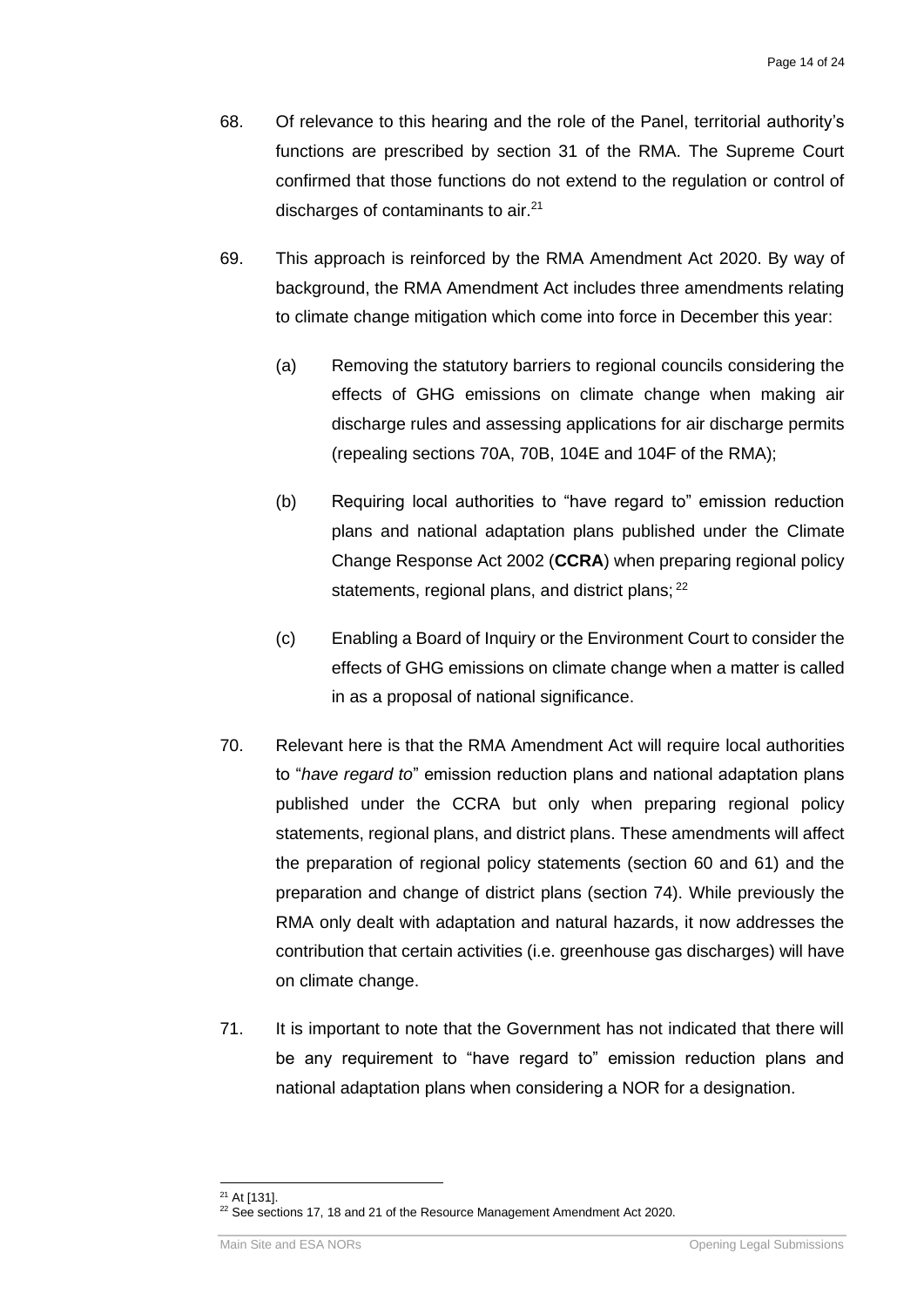68. Of relevance to this hearing and the role of the Panel, territorial authority's functions are prescribed by section 31 of the RMA. The Supreme Court confirmed that those functions do not extend to the regulation or control of discharges of contaminants to air.[21]

69. This approach is reinforced by the RMA Amendment Act 2020. By way of background, the RMA Amendment Act includes three amendments relating to climate change mitigation which come into force in December this year:

    (a) Removing the statutory barriers to regional councils considering the effects of GHG emissions on climate change when making air discharge rules and assessing applications for air discharge permits (repealing sections 70A, 70B, 104E and 104F of the RMA);

    (b) Requiring local authorities to "have regard to" emission reduction plans and national adaptation plans published under the Climate Change Response Act 2002 (**CCRA**) when preparing regional policy statements, regional plans, and district plans;[22]

    (c) Enabling a Board of Inquiry or the Environment Court to consider the effects of GHG emissions on climate change when a matter is called in as a proposal of national significance.

70. Relevant here is that the RMA Amendment Act will require local authorities to "*have regard to*" emission reduction plans and national adaptation plans published under the CCRA but only when preparing regional policy statements, regional plans, and district plans. These amendments will affect the preparation of regional policy statements (section 60 and 61) and the preparation and change of district plans (section 74). While previously the RMA only dealt with adaptation and natural hazards, it now addresses the contribution that certain activities (i.e. greenhouse gas discharges) will have on climate change.

71. It is important to note that the Government has not indicated that there will be any requirement to "have regard to" emission reduction plans and national adaptation plans when considering a NOR for a designation.

---

[21] At [131].

[22] See sections 17, 18 and 21 of the Resource Management Amendment Act 2020.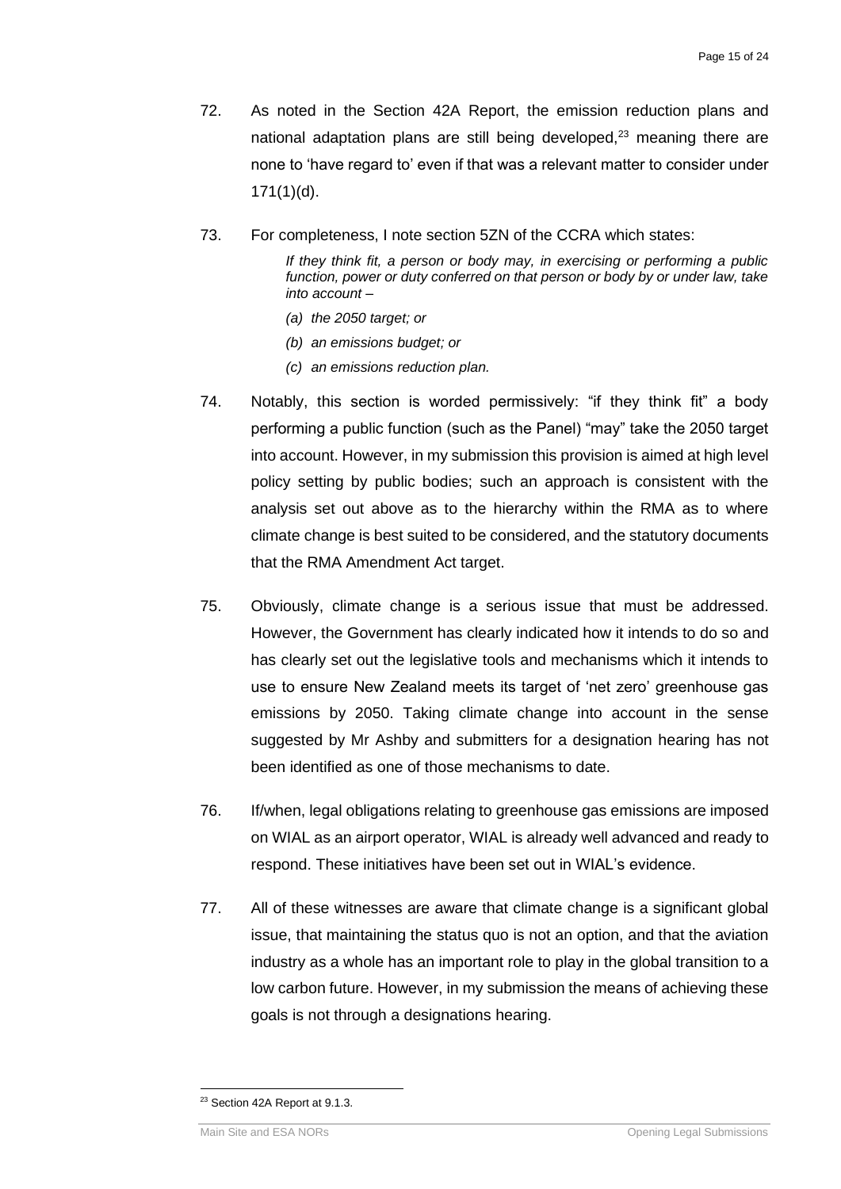72. As noted in the Section 42A Report, the emission reduction plans and national adaptation plans are still being developed,[23] meaning there are none to 'have regard to' even if that was a relevant matter to consider under 171(1)(d).

73. For completeness, I note section 5ZN of the CCRA which states:

> *If they think fit, a person or body may, in exercising or performing a public function, power or duty conferred on that person or body by or under law, take into account –*
>
> *(a) the 2050 target; or*
>
> *(b) an emissions budget; or*
>
> *(c) an emissions reduction plan.*

74. Notably, this section is worded permissively: "if they think fit" a body performing a public function (such as the Panel) "may" take the 2050 target into account. However, in my submission this provision is aimed at high level policy setting by public bodies; such an approach is consistent with the analysis set out above as to the hierarchy within the RMA as to where climate change is best suited to be considered, and the statutory documents that the RMA Amendment Act target.

75. Obviously, climate change is a serious issue that must be addressed. However, the Government has clearly indicated how it intends to do so and has clearly set out the legislative tools and mechanisms which it intends to use to ensure New Zealand meets its target of 'net zero' greenhouse gas emissions by 2050. Taking climate change into account in the sense suggested by Mr Ashby and submitters for a designation hearing has not been identified as one of those mechanisms to date.

76. If/when, legal obligations relating to greenhouse gas emissions are imposed on WIAL as an airport operator, WIAL is already well advanced and ready to respond. These initiatives have been set out in WIAL's evidence.

77. All of these witnesses are aware that climate change is a significant global issue, that maintaining the status quo is not an option, and that the aviation industry as a whole has an important role to play in the global transition to a low carbon future. However, in my submission the means of achieving these goals is not through a designations hearing.

---

[23] Section 42A Report at 9.1.3.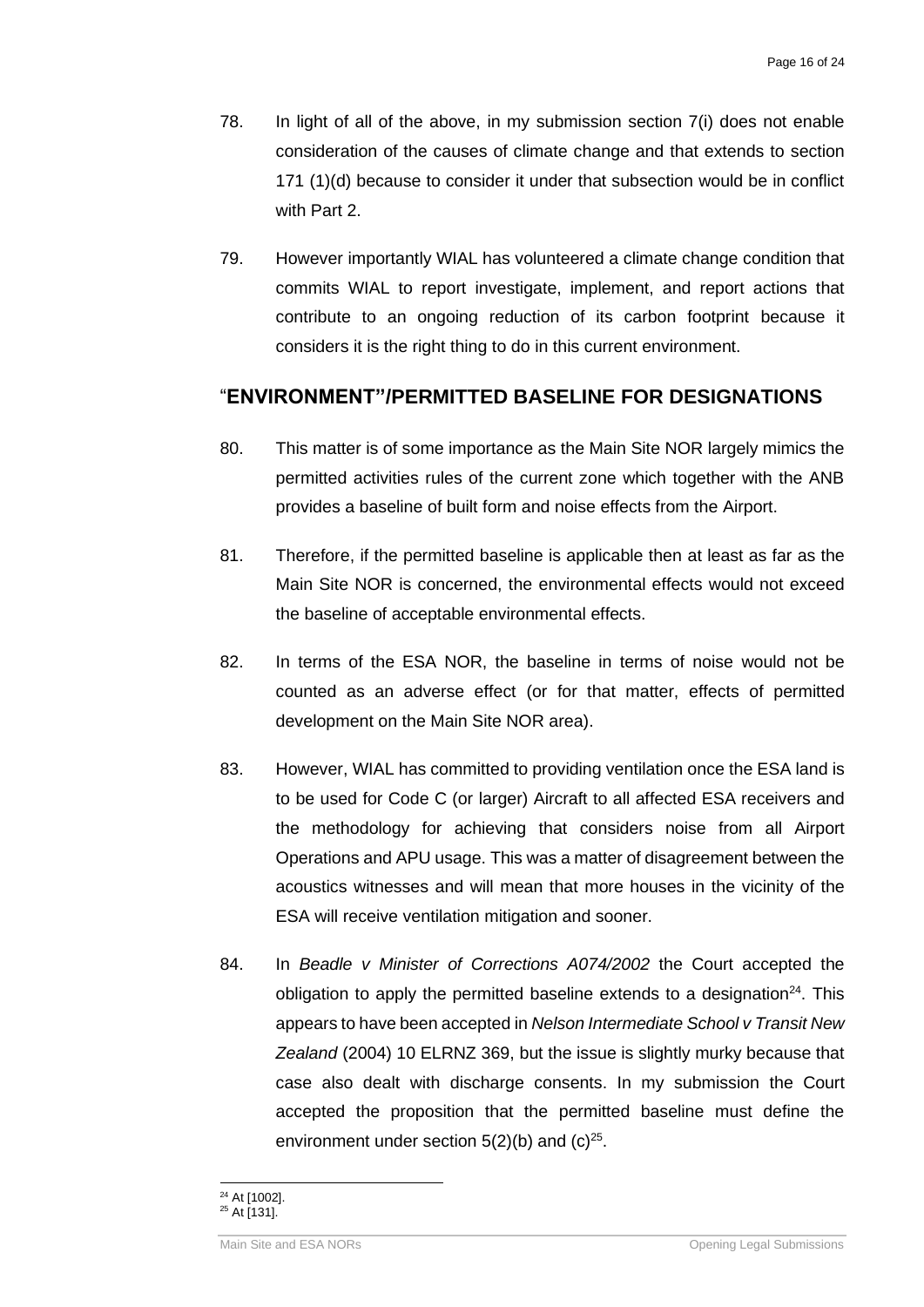78. In light of all of the above, in my submission section 7(i) does not enable consideration of the causes of climate change and that extends to section 171 (1)(d) because to consider it under that subsection would be in conflict with Part 2.

79. However importantly WIAL has volunteered a climate change condition that commits WIAL to report investigate, implement, and report actions that contribute to an ongoing reduction of its carbon footprint because it considers it is the right thing to do in this current environment.

## "ENVIRONMENT"/PERMITTED BASELINE FOR DESIGNATIONS

80. This matter is of some importance as the Main Site NOR largely mimics the permitted activities rules of the current zone which together with the ANB provides a baseline of built form and noise effects from the Airport.

81. Therefore, if the permitted baseline is applicable then at least as far as the Main Site NOR is concerned, the environmental effects would not exceed the baseline of acceptable environmental effects.

82. In terms of the ESA NOR, the baseline in terms of noise would not be counted as an adverse effect (or for that matter, effects of permitted development on the Main Site NOR area).

83. However, WIAL has committed to providing ventilation once the ESA land is to be used for Code C (or larger) Aircraft to all affected ESA receivers and the methodology for achieving that considers noise from all Airport Operations and APU usage. This was a matter of disagreement between the acoustics witnesses and will mean that more houses in the vicinity of the ESA will receive ventilation mitigation and sooner.

84. In *Beadle v Minister of Corrections A074/2002* the Court accepted the obligation to apply the permitted baseline extends to a designation[24]. This appears to have been accepted in *Nelson Intermediate School v Transit New Zealand* (2004) 10 ELRNZ 369, but the issue is slightly murky because that case also dealt with discharge consents. In my submission the Court accepted the proposition that the permitted baseline must define the environment under section 5(2)(b) and (c)[25].

---

[24] At [1002].

[25] At [131].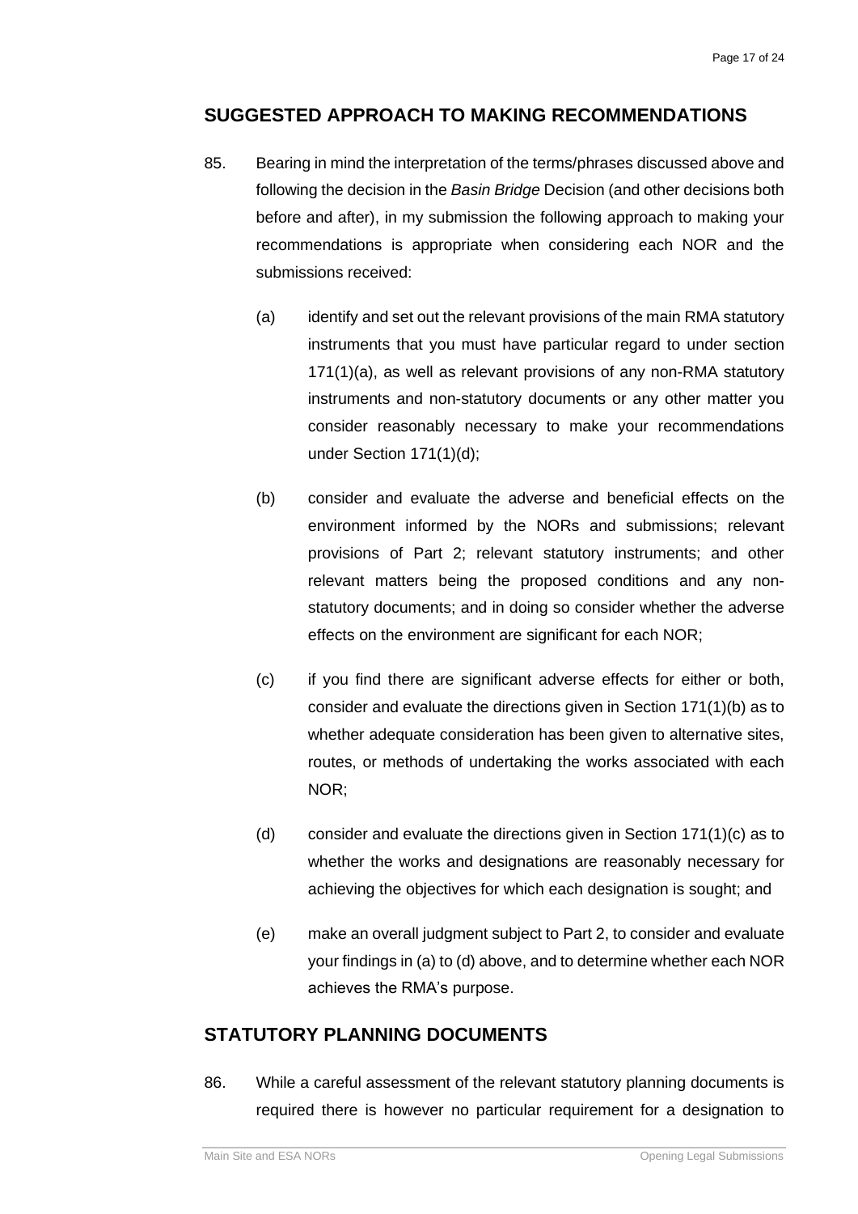## SUGGESTED APPROACH TO MAKING RECOMMENDATIONS

85. Bearing in mind the interpretation of the terms/phrases discussed above and following the decision in the *Basin Bridge* Decision (and other decisions both before and after), in my submission the following approach to making your recommendations is appropriate when considering each NOR and the submissions received:

    (a) identify and set out the relevant provisions of the main RMA statutory instruments that you must have particular regard to under section 171(1)(a), as well as relevant provisions of any non-RMA statutory instruments and non-statutory documents or any other matter you consider reasonably necessary to make your recommendations under Section 171(1)(d);

    (b) consider and evaluate the adverse and beneficial effects on the environment informed by the NORs and submissions; relevant provisions of Part 2; relevant statutory instruments; and other relevant matters being the proposed conditions and any non-statutory documents; and in doing so consider whether the adverse effects on the environment are significant for each NOR;

    (c) if you find there are significant adverse effects for either or both, consider and evaluate the directions given in Section 171(1)(b) as to whether adequate consideration has been given to alternative sites, routes, or methods of undertaking the works associated with each NOR;

    (d) consider and evaluate the directions given in Section 171(1)(c) as to whether the works and designations are reasonably necessary for achieving the objectives for which each designation is sought; and

    (e) make an overall judgment subject to Part 2, to consider and evaluate your findings in (a) to (d) above, and to determine whether each NOR achieves the RMA's purpose.

## STATUTORY PLANNING DOCUMENTS

86. While a careful assessment of the relevant statutory planning documents is required there is however no particular requirement for a designation to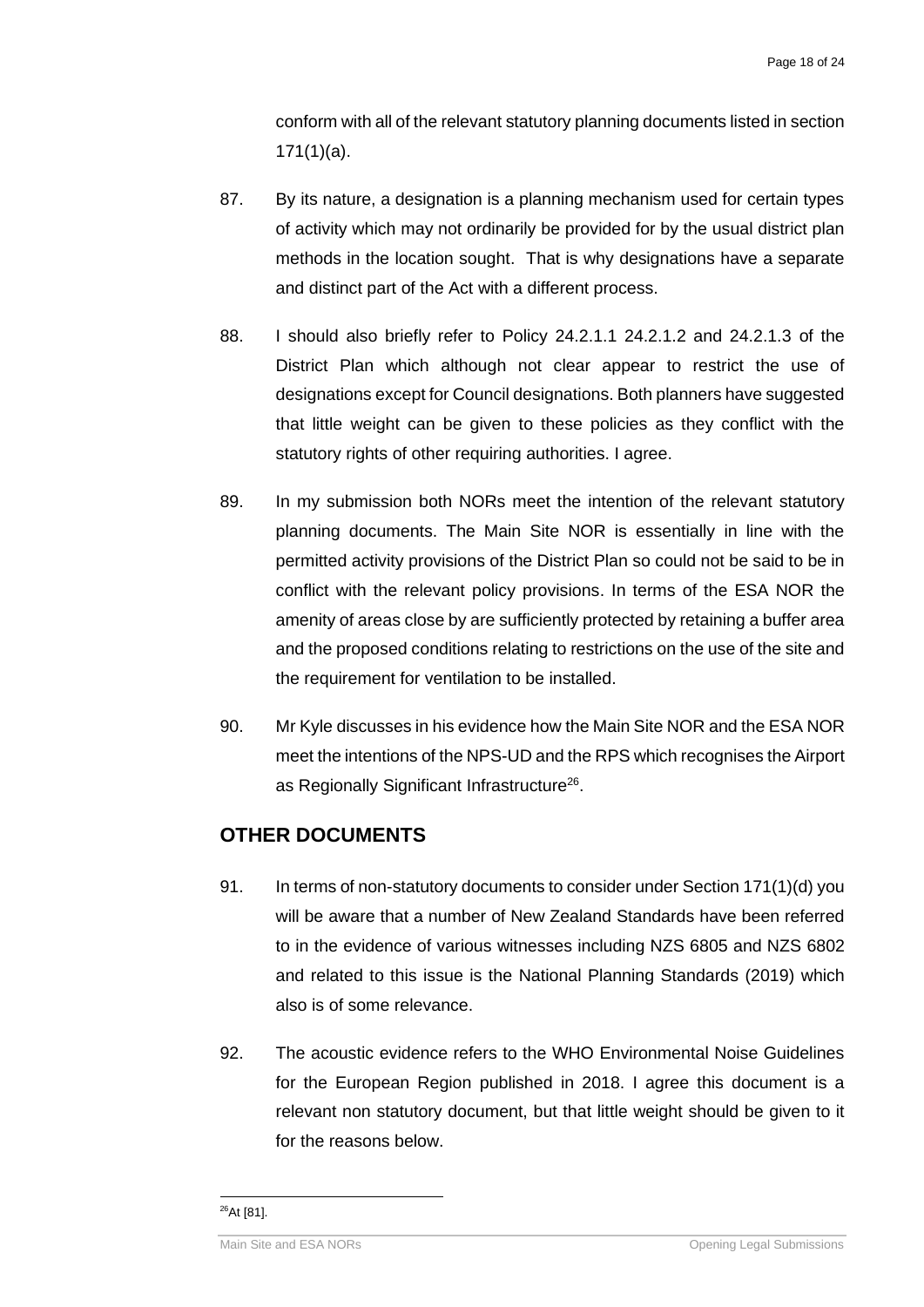conform with all of the relevant statutory planning documents listed in section 171(1)(a).

87. By its nature, a designation is a planning mechanism used for certain types of activity which may not ordinarily be provided for by the usual district plan methods in the location sought. That is why designations have a separate and distinct part of the Act with a different process.

88. I should also briefly refer to Policy 24.2.1.1 24.2.1.2 and 24.2.1.3 of the District Plan which although not clear appear to restrict the use of designations except for Council designations. Both planners have suggested that little weight can be given to these policies as they conflict with the statutory rights of other requiring authorities. I agree.

89. In my submission both NORs meet the intention of the relevant statutory planning documents. The Main Site NOR is essentially in line with the permitted activity provisions of the District Plan so could not be said to be in conflict with the relevant policy provisions. In terms of the ESA NOR the amenity of areas close by are sufficiently protected by retaining a buffer area and the proposed conditions relating to restrictions on the use of the site and the requirement for ventilation to be installed.

90. Mr Kyle discusses in his evidence how the Main Site NOR and the ESA NOR meet the intentions of the NPS-UD and the RPS which recognises the Airport as Regionally Significant Infrastructure[26].

## OTHER DOCUMENTS

91. In terms of non-statutory documents to consider under Section 171(1)(d) you will be aware that a number of New Zealand Standards have been referred to in the evidence of various witnesses including NZS 6805 and NZS 6802 and related to this issue is the National Planning Standards (2019) which also is of some relevance.

92. The acoustic evidence refers to the WHO Environmental Noise Guidelines for the European Region published in 2018. I agree this document is a relevant non statutory document, but that little weight should be given to it for the reasons below.

[26] At [81].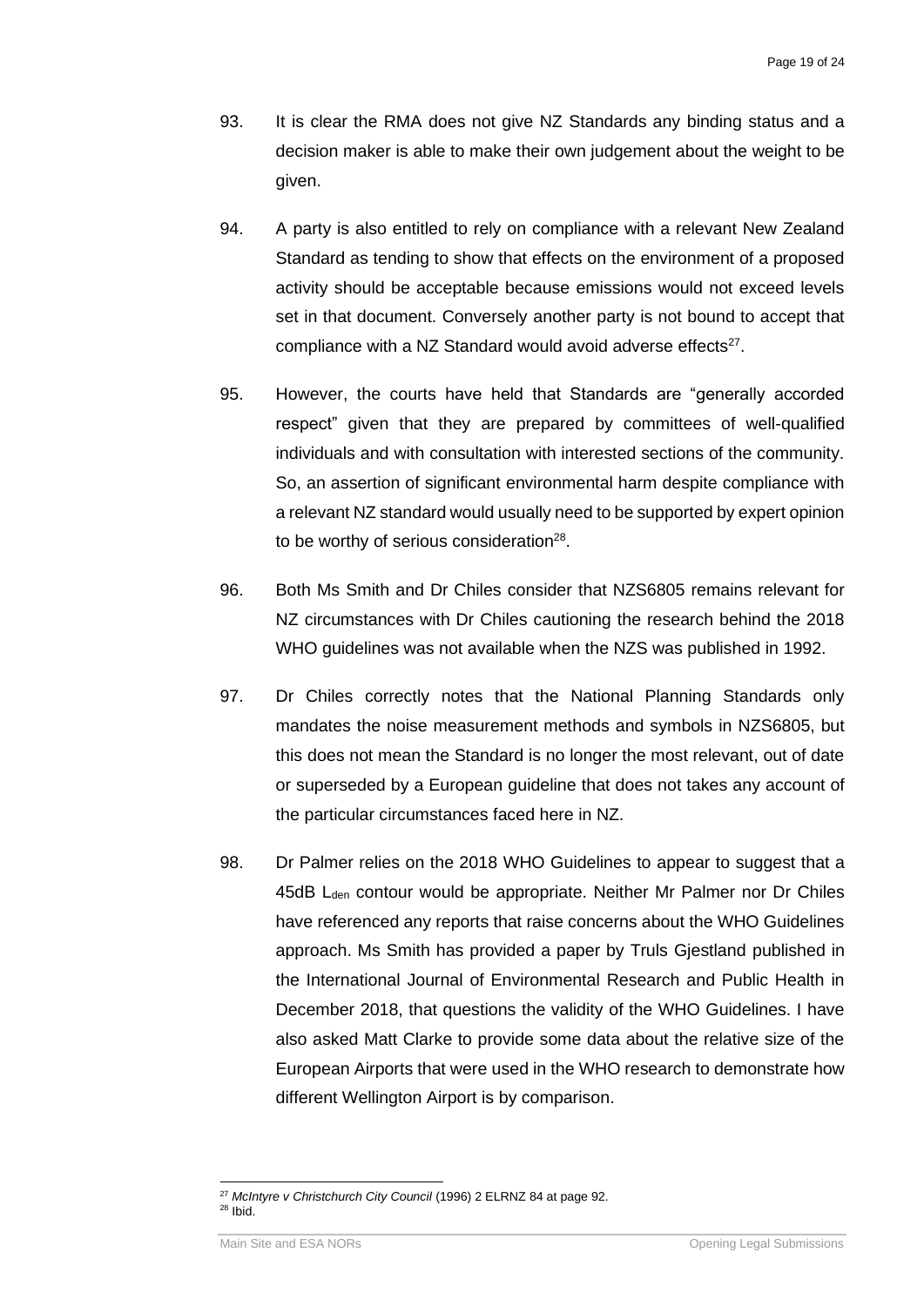93. It is clear the RMA does not give NZ Standards any binding status and a decision maker is able to make their own judgement about the weight to be given.

94. A party is also entitled to rely on compliance with a relevant New Zealand Standard as tending to show that effects on the environment of a proposed activity should be acceptable because emissions would not exceed levels set in that document. Conversely another party is not bound to accept that compliance with a NZ Standard would avoid adverse effects[27].

95. However, the courts have held that Standards are "generally accorded respect" given that they are prepared by committees of well-qualified individuals and with consultation with interested sections of the community. So, an assertion of significant environmental harm despite compliance with a relevant NZ standard would usually need to be supported by expert opinion to be worthy of serious consideration[28].

96. Both Ms Smith and Dr Chiles consider that NZS6805 remains relevant for NZ circumstances with Dr Chiles cautioning the research behind the 2018 WHO guidelines was not available when the NZS was published in 1992.

97. Dr Chiles correctly notes that the National Planning Standards only mandates the noise measurement methods and symbols in NZS6805, but this does not mean the Standard is no longer the most relevant, out of date or superseded by a European guideline that does not takes any account of the particular circumstances faced here in NZ.

98. Dr Palmer relies on the 2018 WHO Guidelines to appear to suggest that a 45dB $L_{den}$ contour would be appropriate. Neither Mr Palmer nor Dr Chiles have referenced any reports that raise concerns about the WHO Guidelines approach. Ms Smith has provided a paper by Truls Gjestland published in the International Journal of Environmental Research and Public Health in December 2018, that questions the validity of the WHO Guidelines. I have also asked Matt Clarke to provide some data about the relative size of the European Airports that were used in the WHO research to demonstrate how different Wellington Airport is by comparison.

---

[27] *McIntyre v Christchurch City Council* (1996) 2 ELRNZ 84 at page 92.
[28] Ibid.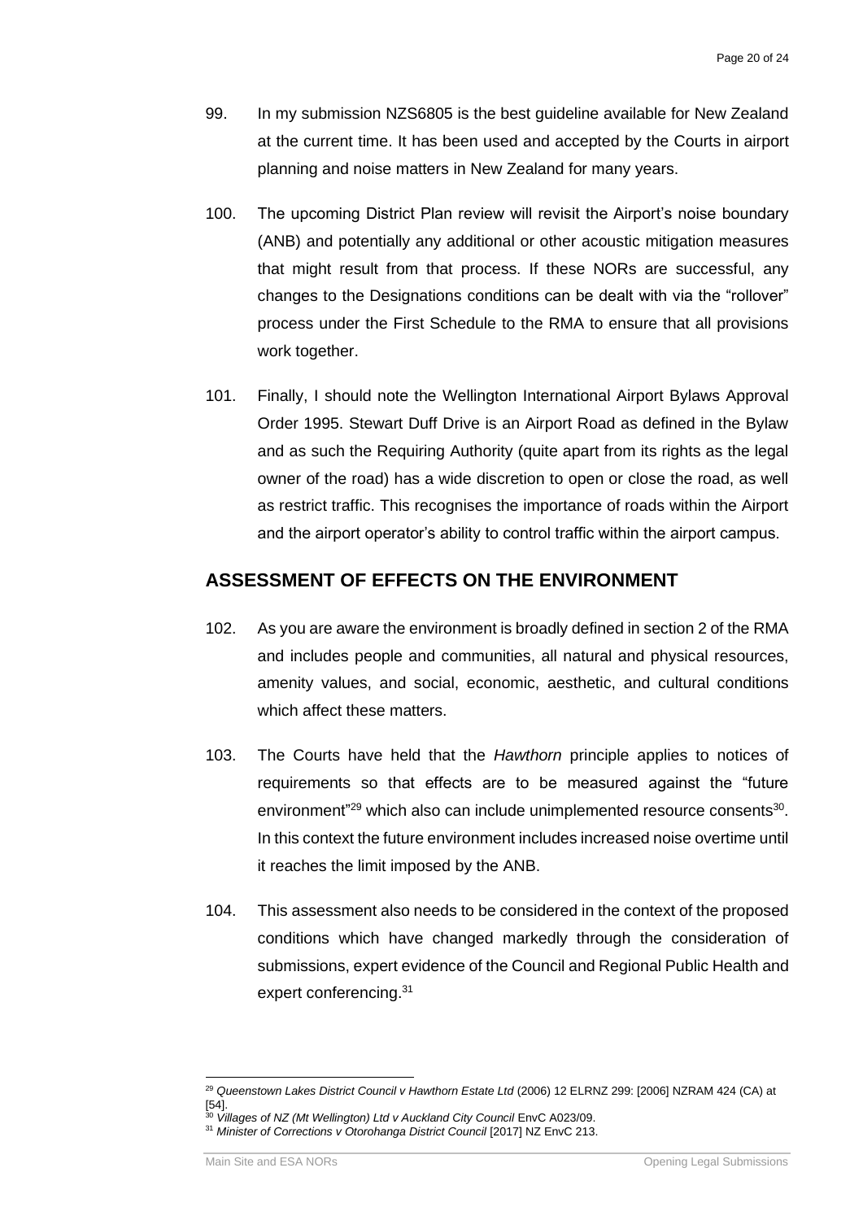99. In my submission NZS6805 is the best guideline available for New Zealand at the current time. It has been used and accepted by the Courts in airport planning and noise matters in New Zealand for many years.

100. The upcoming District Plan review will revisit the Airport's noise boundary (ANB) and potentially any additional or other acoustic mitigation measures that might result from that process. If these NORs are successful, any changes to the Designations conditions can be dealt with via the "rollover" process under the First Schedule to the RMA to ensure that all provisions work together.

101. Finally, I should note the Wellington International Airport Bylaws Approval Order 1995. Stewart Duff Drive is an Airport Road as defined in the Bylaw and as such the Requiring Authority (quite apart from its rights as the legal owner of the road) has a wide discretion to open or close the road, as well as restrict traffic. This recognises the importance of roads within the Airport and the airport operator's ability to control traffic within the airport campus.

## ASSESSMENT OF EFFECTS ON THE ENVIRONMENT

102. As you are aware the environment is broadly defined in section 2 of the RMA and includes people and communities, all natural and physical resources, amenity values, and social, economic, aesthetic, and cultural conditions which affect these matters.

103. The Courts have held that the *Hawthorn* principle applies to notices of requirements so that effects are to be measured against the "future environment"[29] which also can include unimplemented resource consents[30]. In this context the future environment includes increased noise overtime until it reaches the limit imposed by the ANB.

104. This assessment also needs to be considered in the context of the proposed conditions which have changed markedly through the consideration of submissions, expert evidence of the Council and Regional Public Health and expert conferencing.[31]

---

[29] *Queenstown Lakes District Council v Hawthorn Estate Ltd* (2006) 12 ELRNZ 299: [2006] NZRAM 424 (CA) at [54].

[30] *Villages of NZ (Mt Wellington) Ltd v Auckland City Council* EnvC A023/09.

[31] *Minister of Corrections v Otorohanga District Council* [2017] NZ EnvC 213.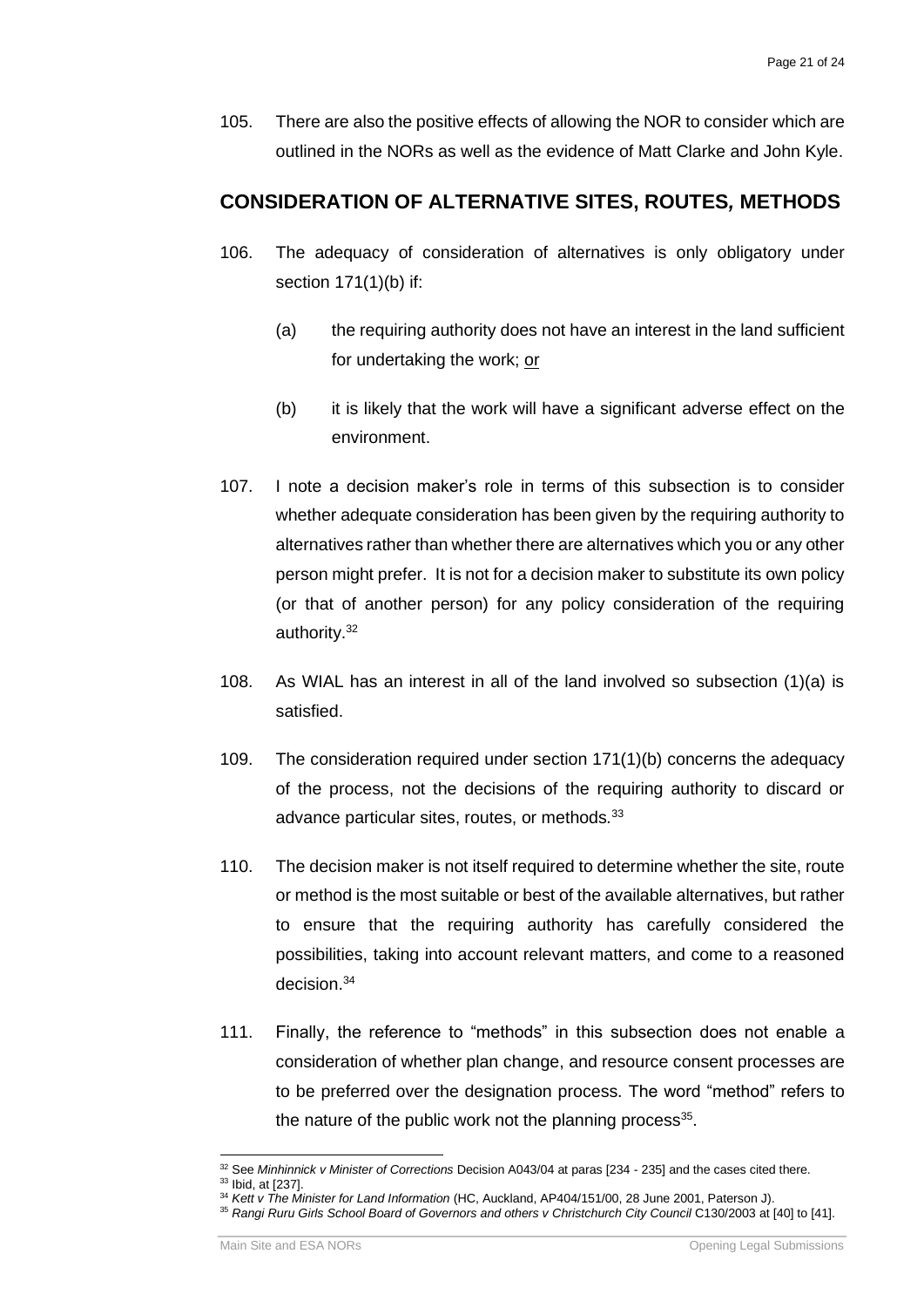105. There are also the positive effects of allowing the NOR to consider which are outlined in the NORs as well as the evidence of Matt Clarke and John Kyle.

## CONSIDERATION OF ALTERNATIVE SITES, ROUTES*,* METHODS

106. The adequacy of consideration of alternatives is only obligatory under section 171(1)(b) if:

    (a) the requiring authority does not have an interest in the land sufficient for undertaking the work; <u>or</u>

    (b) it is likely that the work will have a significant adverse effect on the environment.

107. I note a decision maker's role in terms of this subsection is to consider whether adequate consideration has been given by the requiring authority to alternatives rather than whether there are alternatives which you or any other person might prefer. It is not for a decision maker to substitute its own policy (or that of another person) for any policy consideration of the requiring authority.[32]

108. As WIAL has an interest in all of the land involved so subsection (1)(a) is satisfied.

109. The consideration required under section 171(1)(b) concerns the adequacy of the process, not the decisions of the requiring authority to discard or advance particular sites, routes, or methods.[33]

110. The decision maker is not itself required to determine whether the site, route or method is the most suitable or best of the available alternatives, but rather to ensure that the requiring authority has carefully considered the possibilities, taking into account relevant matters, and come to a reasoned decision.[34]

111. Finally, the reference to "methods" in this subsection does not enable a consideration of whether plan change, and resource consent processes are to be preferred over the designation process. The word "method" refers to the nature of the public work not the planning process[35].

---

[32] See *Minhinnick v Minister of Corrections* Decision A043/04 at paras [234 - 235] and the cases cited there.
[33] Ibid, at [237].
[34] *Kett v The Minister for Land Information* (HC, Auckland, AP404/151/00, 28 June 2001, Paterson J).
[35] *Rangi Ruru Girls School Board of Governors and others v Christchurch City Council* C130/2003 at [40] to [41].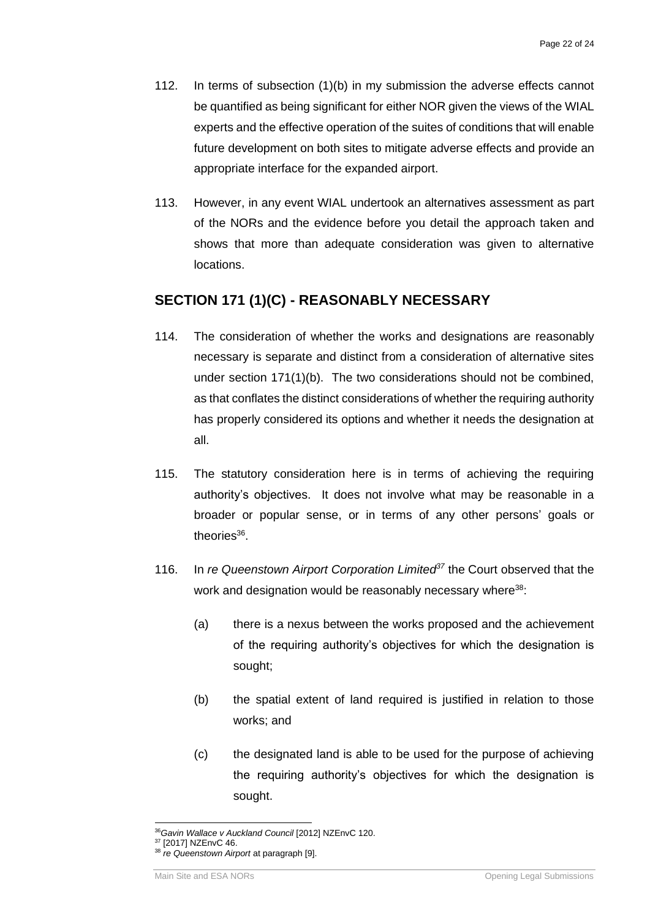112. In terms of subsection (1)(b) in my submission the adverse effects cannot be quantified as being significant for either NOR given the views of the WIAL experts and the effective operation of the suites of conditions that will enable future development on both sites to mitigate adverse effects and provide an appropriate interface for the expanded airport.

113. However, in any event WIAL undertook an alternatives assessment as part of the NORs and the evidence before you detail the approach taken and shows that more than adequate consideration was given to alternative locations.

## SECTION 171 (1)(C) - REASONABLY NECESSARY

114. The consideration of whether the works and designations are reasonably necessary is separate and distinct from a consideration of alternative sites under section 171(1)(b). The two considerations should not be combined, as that conflates the distinct considerations of whether the requiring authority has properly considered its options and whether it needs the designation at all.

115. The statutory consideration here is in terms of achieving the requiring authority's objectives. It does not involve what may be reasonable in a broader or popular sense, or in terms of any other persons' goals or theories[36].

116. In *re Queenstown Airport Corporation Limited*[37] the Court observed that the work and designation would be reasonably necessary where[38]:

    (a) there is a nexus between the works proposed and the achievement of the requiring authority's objectives for which the designation is sought;

    (b) the spatial extent of land required is justified in relation to those works; and

    (c) the designated land is able to be used for the purpose of achieving the requiring authority's objectives for which the designation is sought.

---

[36] *Gavin Wallace v Auckland Council* [2012] NZEnvC 120.

[37] [2017] NZEnvC 46.

[38] *re Queenstown Airport* at paragraph [9].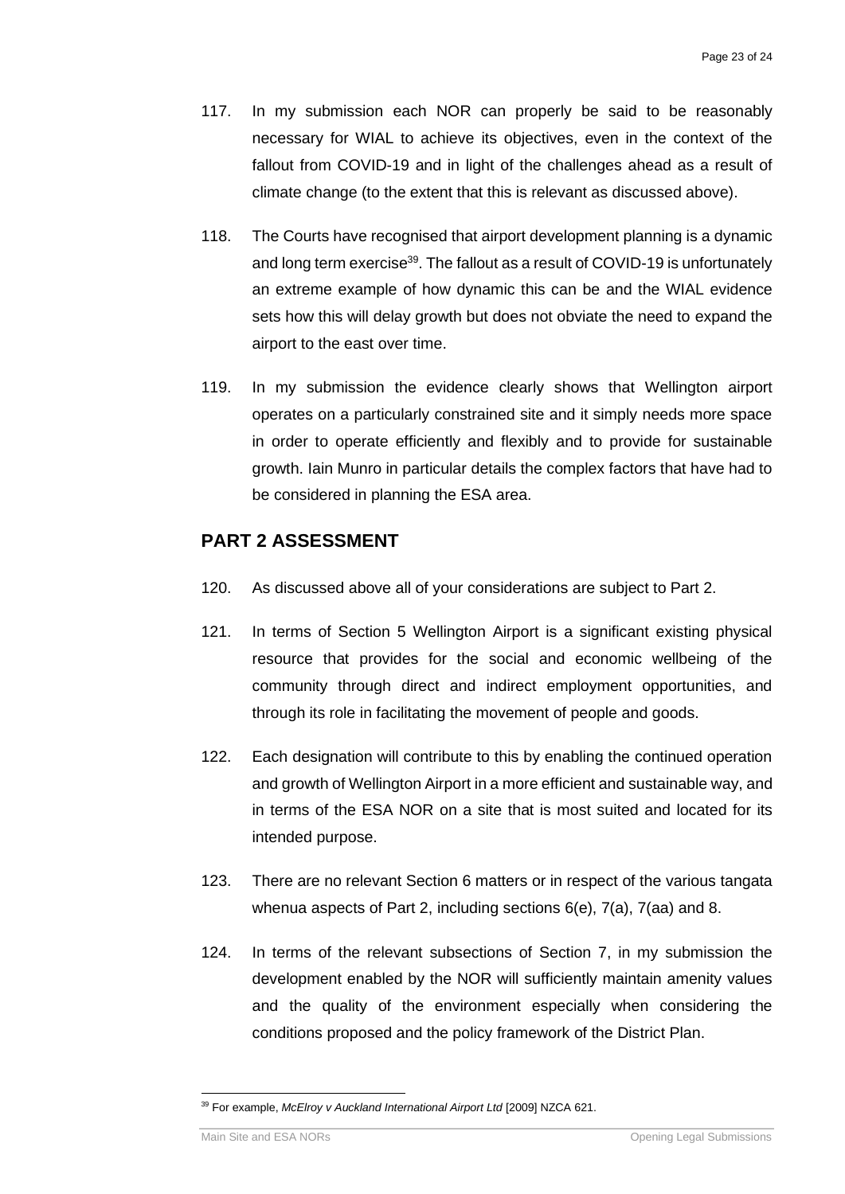117. In my submission each NOR can properly be said to be reasonably necessary for WIAL to achieve its objectives, even in the context of the fallout from COVID-19 and in light of the challenges ahead as a result of climate change (to the extent that this is relevant as discussed above).

118. The Courts have recognised that airport development planning is a dynamic and long term exercise[39]. The fallout as a result of COVID-19 is unfortunately an extreme example of how dynamic this can be and the WIAL evidence sets how this will delay growth but does not obviate the need to expand the airport to the east over time.

119. In my submission the evidence clearly shows that Wellington airport operates on a particularly constrained site and it simply needs more space in order to operate efficiently and flexibly and to provide for sustainable growth. Iain Munro in particular details the complex factors that have had to be considered in planning the ESA area.

## PART 2 ASSESSMENT

120. As discussed above all of your considerations are subject to Part 2.

121. In terms of Section 5 Wellington Airport is a significant existing physical resource that provides for the social and economic wellbeing of the community through direct and indirect employment opportunities, and through its role in facilitating the movement of people and goods.

122. Each designation will contribute to this by enabling the continued operation and growth of Wellington Airport in a more efficient and sustainable way, and in terms of the ESA NOR on a site that is most suited and located for its intended purpose.

123. There are no relevant Section 6 matters or in respect of the various tangata whenua aspects of Part 2, including sections 6(e), 7(a), 7(aa) and 8.

124. In terms of the relevant subsections of Section 7, in my submission the development enabled by the NOR will sufficiently maintain amenity values and the quality of the environment especially when considering the conditions proposed and the policy framework of the District Plan.

[39] For example, *McElroy v Auckland International Airport Ltd* [2009] NZCA 621.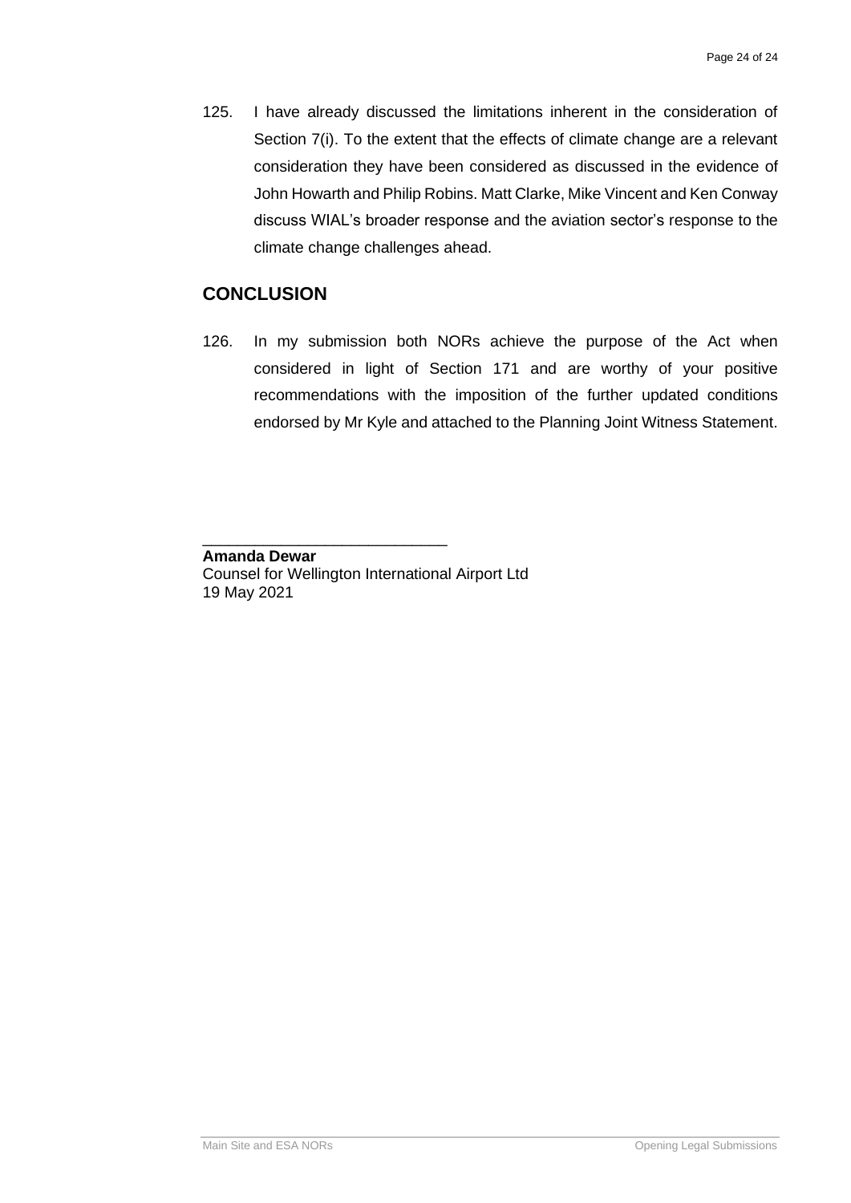125. I have already discussed the limitations inherent in the consideration of Section 7(i). To the extent that the effects of climate change are a relevant consideration they have been considered as discussed in the evidence of John Howarth and Philip Robins. Matt Clarke, Mike Vincent and Ken Conway discuss WIAL's broader response and the aviation sector's response to the climate change challenges ahead.

## CONCLUSION

126. In my submission both NORs achieve the purpose of the Act when considered in light of Section 171 and are worthy of your positive recommendations with the imposition of the further updated conditions endorsed by Mr Kyle and attached to the Planning Joint Witness Statement.

\_\_\_\_\_\_\_\_\_\_\_\_\_\_\_\_\_\_\_\_\_\_\_\_\_\_\_\_

**Amanda Dewar**
Counsel for Wellington International Airport Ltd
19 May 2021